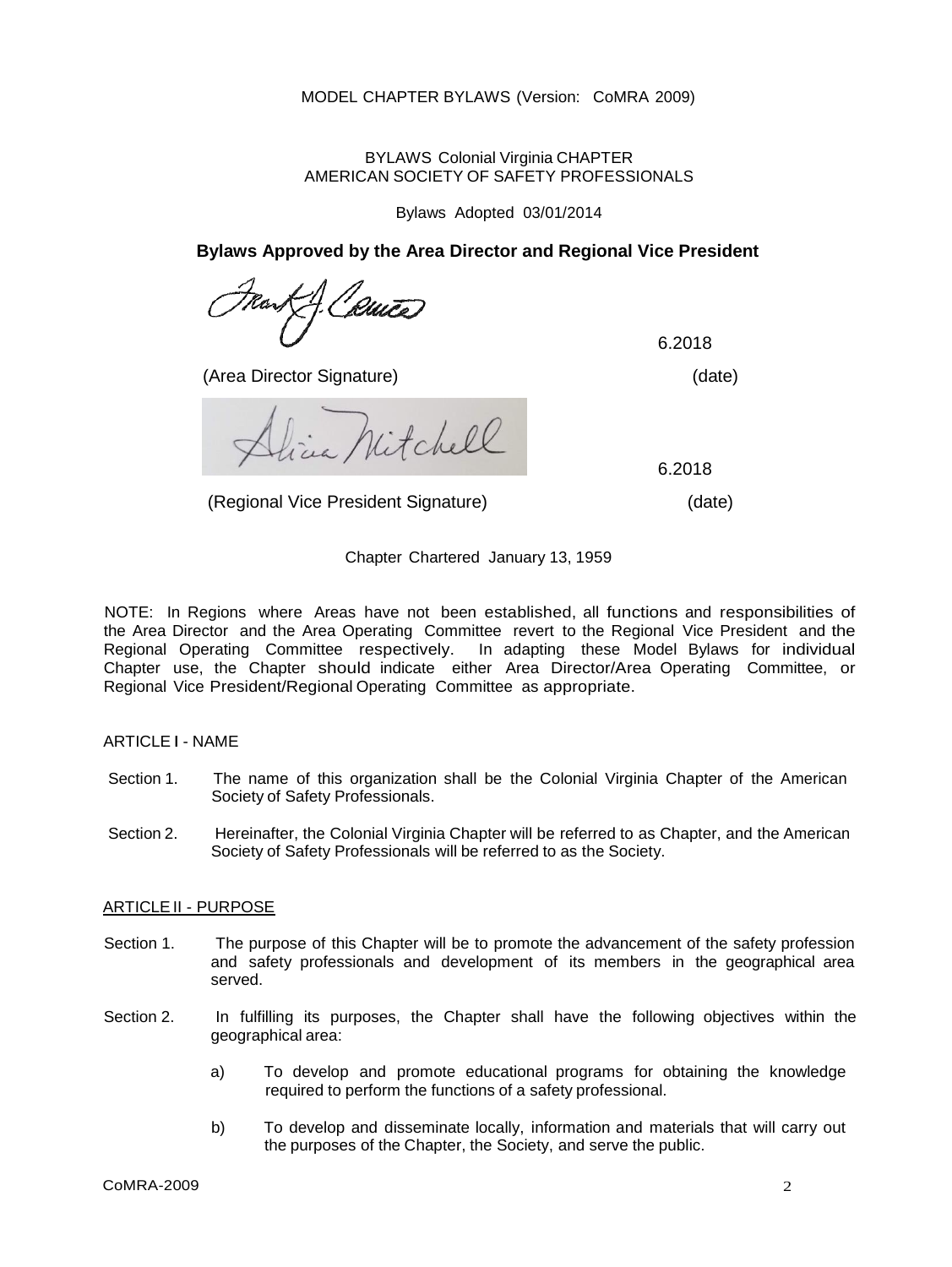MODEL CHAPTER BYLAWS (Version: CoMRA 2009)

BYLAWS Colonial Virginia CHAPTER
AMERICAN SOCIETY OF SAFETY PROFESSIONALS

Bylaws Adopted 03/01/2014

**Bylaws Approved by the Area Director and Regional Vice President**

Frank J. Caruso 6.2018

(Area Director Signature) (date)

Alicia Mitchell 6.2018

(Regional Vice President Signature) (date)

Chapter Chartered January 13, 1959

NOTE: In Regions where Areas have not been established, all functions and responsibilities of the Area Director and the Area Operating Committee revert to the Regional Vice President and the Regional Operating Committee respectively. In adapting these Model Bylaws for individual Chapter use, the Chapter should indicate either Area Director/Area Operating Committee, or Regional Vice President/Regional Operating Committee as appropriate.

## ARTICLE I - NAME

Section 1. The name of this organization shall be the Colonial Virginia Chapter of the American Society of Safety Professionals.

Section 2. Hereinafter, the Colonial Virginia Chapter will be referred to as Chapter, and the American Society of Safety Professionals will be referred to as the Society.

## ARTICLE II - PURPOSE

Section 1. The purpose of this Chapter will be to promote the advancement of the safety profession and safety professionals and development of its members in the geographical area served.

Section 2. In fulfilling its purposes, the Chapter shall have the following objectives within the geographical area:

a) To develop and promote educational programs for obtaining the knowledge required to perform the functions of a safety professional.

b) To develop and disseminate locally, information and materials that will carry out the purposes of the Chapter, the Society, and serve the public.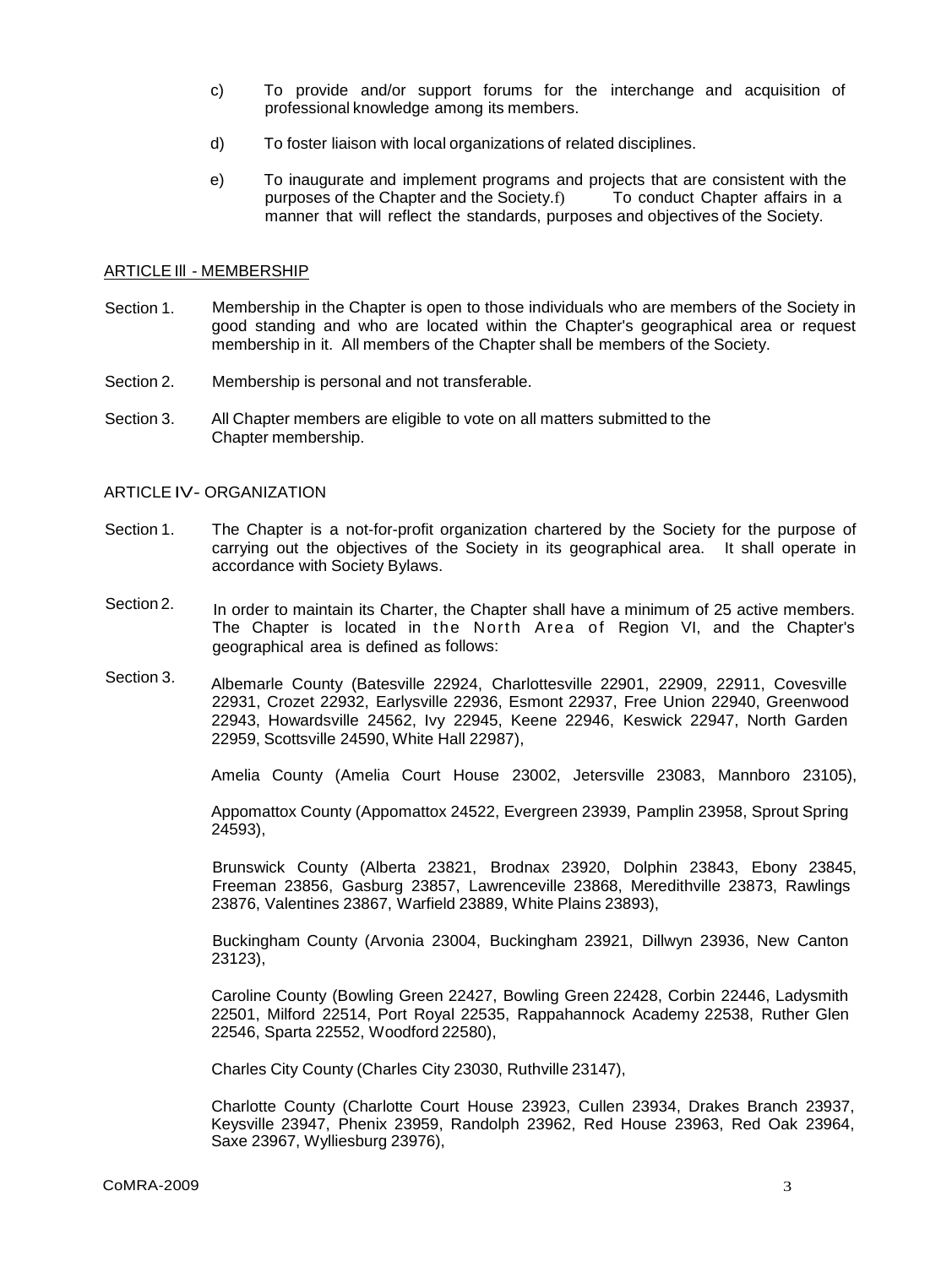c) To provide and/or support forums for the interchange and acquisition of professional knowledge among its members.

d) To foster liaison with local organizations of related disciplines.

e) To inaugurate and implement programs and projects that are consistent with the purposes of the Chapter and the Society.f) To conduct Chapter affairs in a manner that will reflect the standards, purposes and objectives of the Society.

## ARTICLE III - MEMBERSHIP

Section 1. Membership in the Chapter is open to those individuals who are members of the Society in good standing and who are located within the Chapter's geographical area or request membership in it. All members of the Chapter shall be members of the Society.

Section 2. Membership is personal and not transferable.

Section 3. All Chapter members are eligible to vote on all matters submitted to the Chapter membership.

## ARTICLE IV- ORGANIZATION

Section 1. The Chapter is a not-for-profit organization chartered by the Society for the purpose of carrying out the objectives of the Society in its geographical area. It shall operate in accordance with Society Bylaws.

Section 2. In order to maintain its Charter, the Chapter shall have a minimum of 25 active members. The Chapter is located in the North Area of Region VI, and the Chapter's geographical area is defined as follows:

Section 3. Albemarle County (Batesville 22924, Charlottesville 22901, 22909, 22911, Covesville 22931, Crozet 22932, Earlysville 22936, Esmont 22937, Free Union 22940, Greenwood 22943, Howardsville 24562, Ivy 22945, Keene 22946, Keswick 22947, North Garden 22959, Scottsville 24590, White Hall 22987),

Amelia County (Amelia Court House 23002, Jetersville 23083, Mannboro 23105),

Appomattox County (Appomattox 24522, Evergreen 23939, Pamplin 23958, Sprout Spring 24593),

Brunswick County (Alberta 23821, Brodnax 23920, Dolphin 23843, Ebony 23845, Freeman 23856, Gasburg 23857, Lawrenceville 23868, Meredithville 23873, Rawlings 23876, Valentines 23867, Warfield 23889, White Plains 23893),

Buckingham County (Arvonia 23004, Buckingham 23921, Dillwyn 23936, New Canton 23123),

Caroline County (Bowling Green 22427, Bowling Green 22428, Corbin 22446, Ladysmith 22501, Milford 22514, Port Royal 22535, Rappahannock Academy 22538, Ruther Glen 22546, Sparta 22552, Woodford 22580),

Charles City County (Charles City 23030, Ruthville 23147),

Charlotte County (Charlotte Court House 23923, Cullen 23934, Drakes Branch 23937, Keysville 23947, Phenix 23959, Randolph 23962, Red House 23963, Red Oak 23964, Saxe 23967, Wylliesburg 23976),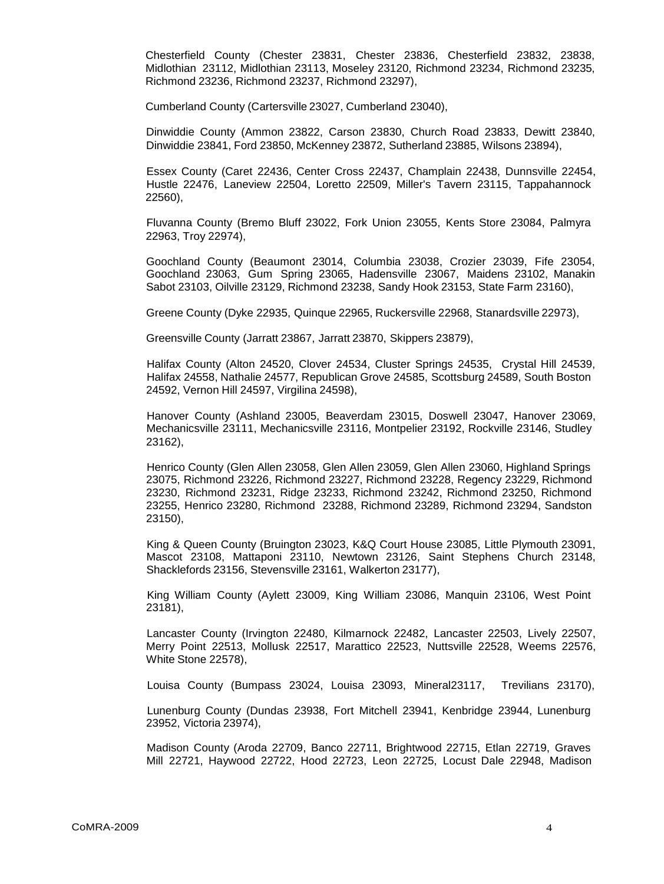Chesterfield County (Chester 23831, Chester 23836, Chesterfield 23832, 23838, Midlothian 23112, Midlothian 23113, Moseley 23120, Richmond 23234, Richmond 23235, Richmond 23236, Richmond 23237, Richmond 23297),

Cumberland County (Cartersville 23027, Cumberland 23040),

Dinwiddie County (Ammon 23822, Carson 23830, Church Road 23833, Dewitt 23840, Dinwiddie 23841, Ford 23850, McKenney 23872, Sutherland 23885, Wilsons 23894),

Essex County (Caret 22436, Center Cross 22437, Champlain 22438, Dunnsville 22454, Hustle 22476, Laneview 22504, Loretto 22509, Miller's Tavern 23115, Tappahannock 22560),

Fluvanna County (Bremo Bluff 23022, Fork Union 23055, Kents Store 23084, Palmyra 22963, Troy 22974),

Goochland County (Beaumont 23014, Columbia 23038, Crozier 23039, Fife 23054, Goochland 23063, Gum Spring 23065, Hadensville 23067, Maidens 23102, Manakin Sabot 23103, Oilville 23129, Richmond 23238, Sandy Hook 23153, State Farm 23160),

Greene County (Dyke 22935, Quinque 22965, Ruckersville 22968, Stanardsville 22973),

Greensville County (Jarratt 23867, Jarratt 23870, Skippers 23879),

Halifax County (Alton 24520, Clover 24534, Cluster Springs 24535, Crystal Hill 24539, Halifax 24558, Nathalie 24577, Republican Grove 24585, Scottsburg 24589, South Boston 24592, Vernon Hill 24597, Virgilina 24598),

Hanover County (Ashland 23005, Beaverdam 23015, Doswell 23047, Hanover 23069, Mechanicsville 23111, Mechanicsville 23116, Montpelier 23192, Rockville 23146, Studley 23162),

Henrico County (Glen Allen 23058, Glen Allen 23059, Glen Allen 23060, Highland Springs 23075, Richmond 23226, Richmond 23227, Richmond 23228, Regency 23229, Richmond 23230, Richmond 23231, Ridge 23233, Richmond 23242, Richmond 23250, Richmond 23255, Henrico 23280, Richmond 23288, Richmond 23289, Richmond 23294, Sandston 23150),

King & Queen County (Bruington 23023, K&Q Court House 23085, Little Plymouth 23091, Mascot 23108, Mattaponi 23110, Newtown 23126, Saint Stephens Church 23148, Shacklefords 23156, Stevensville 23161, Walkerton 23177),

King William County (Aylett 23009, King William 23086, Manquin 23106, West Point 23181),

Lancaster County (Irvington 22480, Kilmarnock 22482, Lancaster 22503, Lively 22507, Merry Point 22513, Mollusk 22517, Marattico 22523, Nuttsville 22528, Weems 22576, White Stone 22578),

Louisa County (Bumpass 23024, Louisa 23093, Mineral23117, Trevilians 23170),

Lunenburg County (Dundas 23938, Fort Mitchell 23941, Kenbridge 23944, Lunenburg 23952, Victoria 23974),

Madison County (Aroda 22709, Banco 22711, Brightwood 22715, Etlan 22719, Graves Mill 22721, Haywood 22722, Hood 22723, Leon 22725, Locust Dale 22948, Madison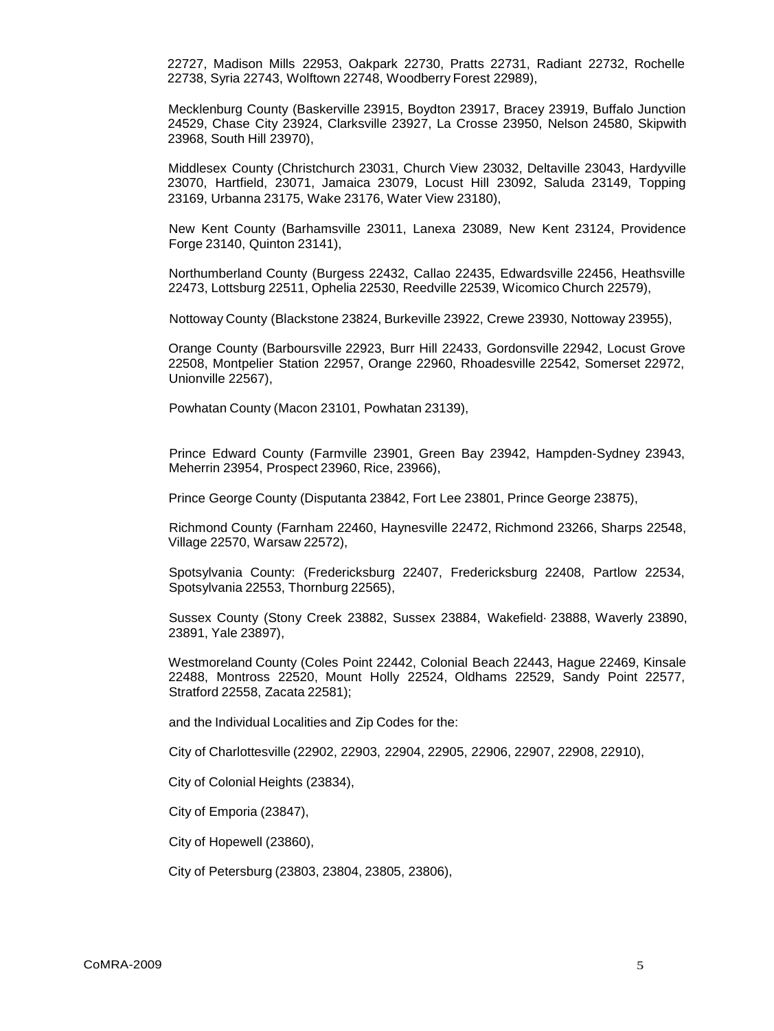22727, Madison Mills 22953, Oakpark 22730, Pratts 22731, Radiant 22732, Rochelle 22738, Syria 22743, Wolftown 22748, Woodberry Forest 22989),

Mecklenburg County (Baskerville 23915, Boydton 23917, Bracey 23919, Buffalo Junction 24529, Chase City 23924, Clarksville 23927, La Crosse 23950, Nelson 24580, Skipwith 23968, South Hill 23970),

Middlesex County (Christchurch 23031, Church View 23032, Deltaville 23043, Hardyville 23070, Hartfield, 23071, Jamaica 23079, Locust Hill 23092, Saluda 23149, Topping 23169, Urbanna 23175, Wake 23176, Water View 23180),

New Kent County (Barhamsville 23011, Lanexa 23089, New Kent 23124, Providence Forge 23140, Quinton 23141),

Northumberland County (Burgess 22432, Callao 22435, Edwardsville 22456, Heathsville 22473, Lottsburg 22511, Ophelia 22530, Reedville 22539, Wicomico Church 22579),

Nottoway County (Blackstone 23824, Burkeville 23922, Crewe 23930, Nottoway 23955),

Orange County (Barboursville 22923, Burr Hill 22433, Gordonsville 22942, Locust Grove 22508, Montpelier Station 22957, Orange 22960, Rhoadesville 22542, Somerset 22972, Unionville 22567),

Powhatan County (Macon 23101, Powhatan 23139),

Prince Edward County (Farmville 23901, Green Bay 23942, Hampden-Sydney 23943, Meherrin 23954, Prospect 23960, Rice, 23966),

Prince George County (Disputanta 23842, Fort Lee 23801, Prince George 23875),

Richmond County (Farnham 22460, Haynesville 22472, Richmond 23266, Sharps 22548, Village 22570, Warsaw 22572),

Spotsylvania County: (Fredericksburg 22407, Fredericksburg 22408, Partlow 22534, Spotsylvania 22553, Thornburg 22565),

Sussex County (Stony Creek 23882, Sussex 23884, Wakefield· 23888, Waverly 23890, 23891, Yale 23897),

Westmoreland County (Coles Point 22442, Colonial Beach 22443, Hague 22469, Kinsale 22488, Montross 22520, Mount Holly 22524, Oldhams 22529, Sandy Point 22577, Stratford 22558, Zacata 22581);

and the Individual Localities and Zip Codes for the:

City of Charlottesville (22902, 22903, 22904, 22905, 22906, 22907, 22908, 22910),

City of Colonial Heights (23834),

City of Emporia (23847),

City of Hopewell (23860),

City of Petersburg (23803, 23804, 23805, 23806),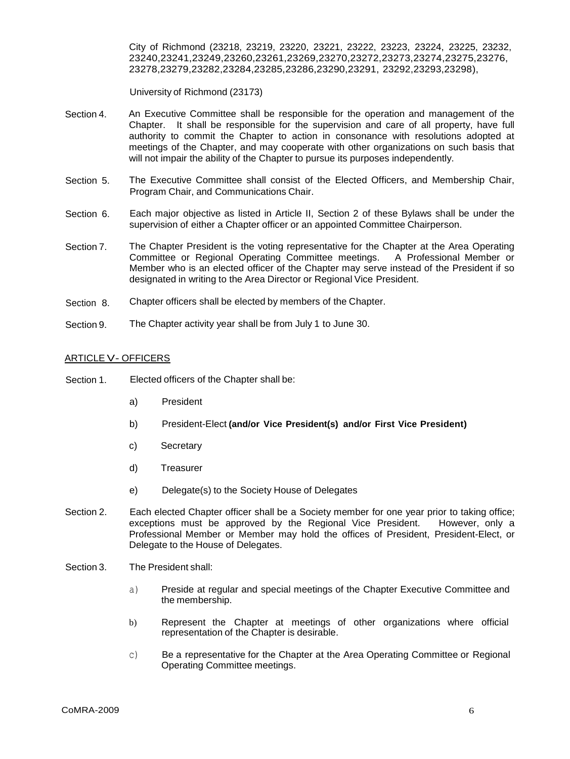City of Richmond (23218, 23219, 23220, 23221, 23222, 23223, 23224, 23225, 23232, 23240,23241,23249,23260,23261,23269,23270,23272,23273,23274,23275,23276, 23278,23279,23282,23284,23285,23286,23290,23291, 23292,23293,23298),

University of Richmond (23173)

Section 4. An Executive Committee shall be responsible for the operation and management of the Chapter. It shall be responsible for the supervision and care of all property, have full authority to commit the Chapter to action in consonance with resolutions adopted at meetings of the Chapter, and may cooperate with other organizations on such basis that will not impair the ability of the Chapter to pursue its purposes independently.

Section 5. The Executive Committee shall consist of the Elected Officers, and Membership Chair, Program Chair, and Communications Chair.

Section 6. Each major objective as listed in Article II, Section 2 of these Bylaws shall be under the supervision of either a Chapter officer or an appointed Committee Chairperson.

Section 7. The Chapter President is the voting representative for the Chapter at the Area Operating Committee or Regional Operating Committee meetings. A Professional Member or Member who is an elected officer of the Chapter may serve instead of the President if so designated in writing to the Area Director or Regional Vice President.

Section 8. Chapter officers shall be elected by members of the Chapter.

Section 9. The Chapter activity year shall be from July 1 to June 30.

## ARTICLE V- OFFICERS

Section 1. Elected officers of the Chapter shall be:

a) President

b) President-Elect **(and/or Vice President(s) and/or First Vice President)**

c) Secretary

d) Treasurer

e) Delegate(s) to the Society House of Delegates

Section 2. Each elected Chapter officer shall be a Society member for one year prior to taking office; exceptions must be approved by the Regional Vice President. However, only a Professional Member or Member may hold the offices of President, President-Elect, or Delegate to the House of Delegates.

Section 3. The President shall:

a) Preside at regular and special meetings of the Chapter Executive Committee and the membership.

b) Represent the Chapter at meetings of other organizations where official representation of the Chapter is desirable.

c) Be a representative for the Chapter at the Area Operating Committee or Regional Operating Committee meetings.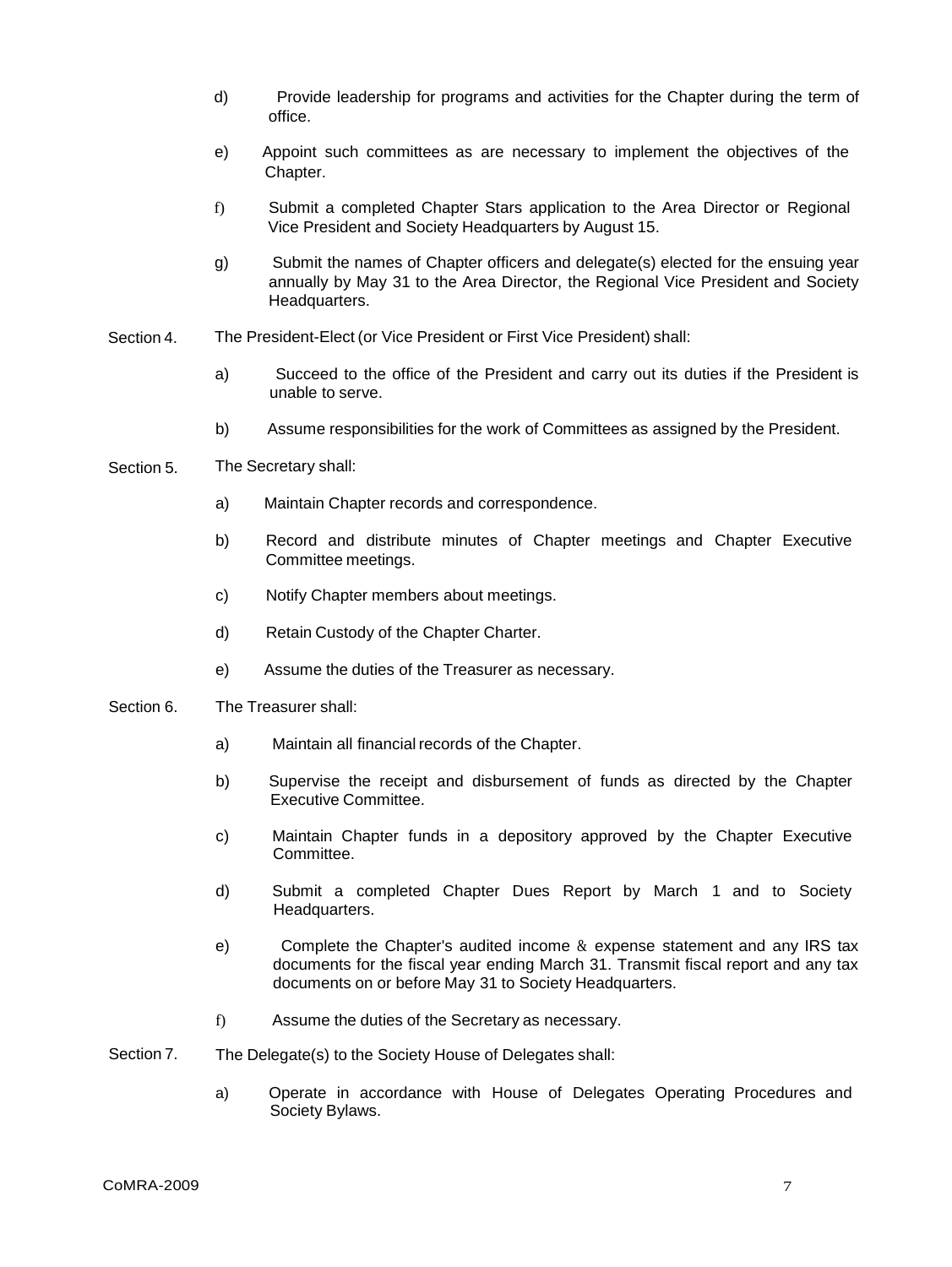d) Provide leadership for programs and activities for the Chapter during the term of office.

e) Appoint such committees as are necessary to implement the objectives of the Chapter.

f) Submit a completed Chapter Stars application to the Area Director or Regional Vice President and Society Headquarters by August 15.

g) Submit the names of Chapter officers and delegate(s) elected for the ensuing year annually by May 31 to the Area Director, the Regional Vice President and Society Headquarters.

Section 4. The President-Elect (or Vice President or First Vice President) shall:

a) Succeed to the office of the President and carry out its duties if the President is unable to serve.

b) Assume responsibilities for the work of Committees as assigned by the President.

Section 5. The Secretary shall:

a) Maintain Chapter records and correspondence.

b) Record and distribute minutes of Chapter meetings and Chapter Executive Committee meetings.

c) Notify Chapter members about meetings.

d) Retain Custody of the Chapter Charter.

e) Assume the duties of the Treasurer as necessary.

Section 6. The Treasurer shall:

a) Maintain all financial records of the Chapter.

b) Supervise the receipt and disbursement of funds as directed by the Chapter Executive Committee.

c) Maintain Chapter funds in a depository approved by the Chapter Executive Committee.

d) Submit a completed Chapter Dues Report by March 1 and to Society Headquarters.

e) Complete the Chapter's audited income & expense statement and any IRS tax documents for the fiscal year ending March 31. Transmit fiscal report and any tax documents on or before May 31 to Society Headquarters.

f) Assume the duties of the Secretary as necessary.

Section 7. The Delegate(s) to the Society House of Delegates shall:

a) Operate in accordance with House of Delegates Operating Procedures and Society Bylaws.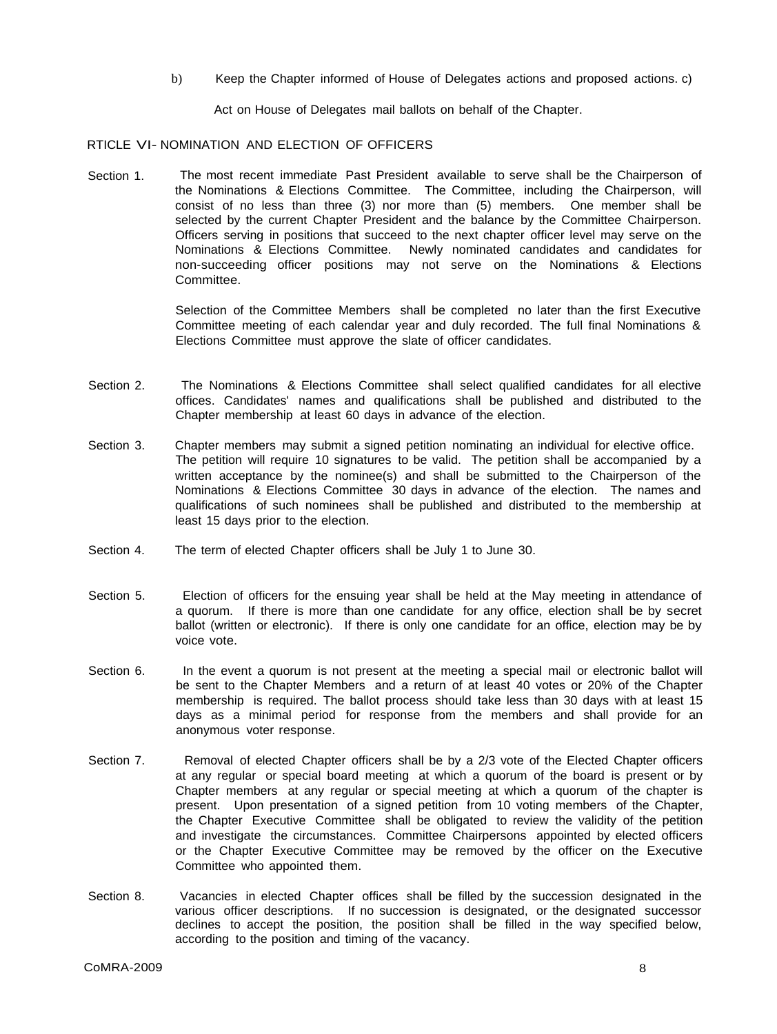b) Keep the Chapter informed of House of Delegates actions and proposed actions. c)

Act on House of Delegates mail ballots on behalf of the Chapter.

RTICLE VI- NOMINATION AND ELECTION OF OFFICERS

Section 1. The most recent immediate Past President available to serve shall be the Chairperson of the Nominations & Elections Committee. The Committee, including the Chairperson, will consist of no less than three (3) nor more than (5) members. One member shall be selected by the current Chapter President and the balance by the Committee Chairperson. Officers serving in positions that succeed to the next chapter officer level may serve on the Nominations & Elections Committee. Newly nominated candidates and candidates for non-succeeding officer positions may not serve on the Nominations & Elections Committee.

Selection of the Committee Members shall be completed no later than the first Executive Committee meeting of each calendar year and duly recorded. The full final Nominations & Elections Committee must approve the slate of officer candidates.

Section 2. The Nominations & Elections Committee shall select qualified candidates for all elective offices. Candidates' names and qualifications shall be published and distributed to the Chapter membership at least 60 days in advance of the election.

Section 3. Chapter members may submit a signed petition nominating an individual for elective office. The petition will require 10 signatures to be valid. The petition shall be accompanied by a written acceptance by the nominee(s) and shall be submitted to the Chairperson of the Nominations & Elections Committee 30 days in advance of the election. The names and qualifications of such nominees shall be published and distributed to the membership at least 15 days prior to the election.

Section 4. The term of elected Chapter officers shall be July 1 to June 30.

Section 5. Election of officers for the ensuing year shall be held at the May meeting in attendance of a quorum. If there is more than one candidate for any office, election shall be by secret ballot (written or electronic). If there is only one candidate for an office, election may be by voice vote.

Section 6. In the event a quorum is not present at the meeting a special mail or electronic ballot will be sent to the Chapter Members and a return of at least 40 votes or 20% of the Chapter membership is required. The ballot process should take less than 30 days with at least 15 days as a minimal period for response from the members and shall provide for an anonymous voter response.

Section 7. Removal of elected Chapter officers shall be by a 2/3 vote of the Elected Chapter officers at any regular or special board meeting at which a quorum of the board is present or by Chapter members at any regular or special meeting at which a quorum of the chapter is present. Upon presentation of a signed petition from 10 voting members of the Chapter, the Chapter Executive Committee shall be obligated to review the validity of the petition and investigate the circumstances. Committee Chairpersons appointed by elected officers or the Chapter Executive Committee may be removed by the officer on the Executive Committee who appointed them.

Section 8. Vacancies in elected Chapter offices shall be filled by the succession designated in the various officer descriptions. If no succession is designated, or the designated successor declines to accept the position, the position shall be filled in the way specified below, according to the position and timing of the vacancy.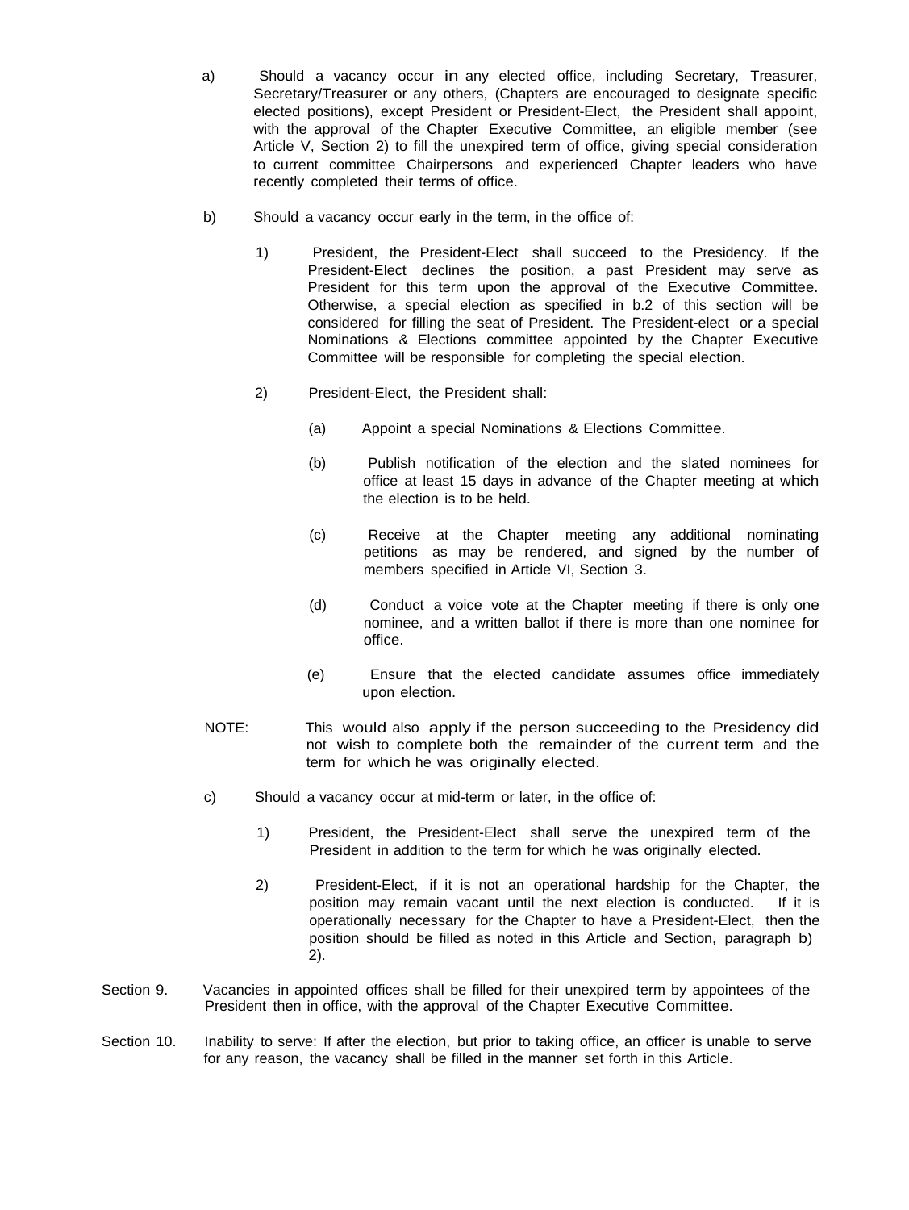a) Should a vacancy occur in any elected office, including Secretary, Treasurer, Secretary/Treasurer or any others, (Chapters are encouraged to designate specific elected positions), except President or President-Elect, the President shall appoint, with the approval of the Chapter Executive Committee, an eligible member (see Article V, Section 2) to fill the unexpired term of office, giving special consideration to current committee Chairpersons and experienced Chapter leaders who have recently completed their terms of office.

b) Should a vacancy occur early in the term, in the office of:

1) President, the President-Elect shall succeed to the Presidency. If the President-Elect declines the position, a past President may serve as President for this term upon the approval of the Executive Committee. Otherwise, a special election as specified in b.2 of this section will be considered for filling the seat of President. The President-elect or a special Nominations & Elections committee appointed by the Chapter Executive Committee will be responsible for completing the special election.

2) President-Elect, the President shall:

(a) Appoint a special Nominations & Elections Committee.

(b) Publish notification of the election and the slated nominees for office at least 15 days in advance of the Chapter meeting at which the election is to be held.

(c) Receive at the Chapter meeting any additional nominating petitions as may be rendered, and signed by the number of members specified in Article VI, Section 3.

(d) Conduct a voice vote at the Chapter meeting if there is only one nominee, and a written ballot if there is more than one nominee for office.

(e) Ensure that the elected candidate assumes office immediately upon election.

NOTE: This would also apply if the person succeeding to the Presidency did not wish to complete both the remainder of the current term and the term for which he was originally elected.

c) Should a vacancy occur at mid-term or later, in the office of:

1) President, the President-Elect shall serve the unexpired term of the President in addition to the term for which he was originally elected.

2) President-Elect, if it is not an operational hardship for the Chapter, the position may remain vacant until the next election is conducted. If it is operationally necessary for the Chapter to have a President-Elect, then the position should be filled as noted in this Article and Section, paragraph b) 2).

Section 9. Vacancies in appointed offices shall be filled for their unexpired term by appointees of the President then in office, with the approval of the Chapter Executive Committee.

Section 10. Inability to serve: If after the election, but prior to taking office, an officer is unable to serve for any reason, the vacancy shall be filled in the manner set forth in this Article.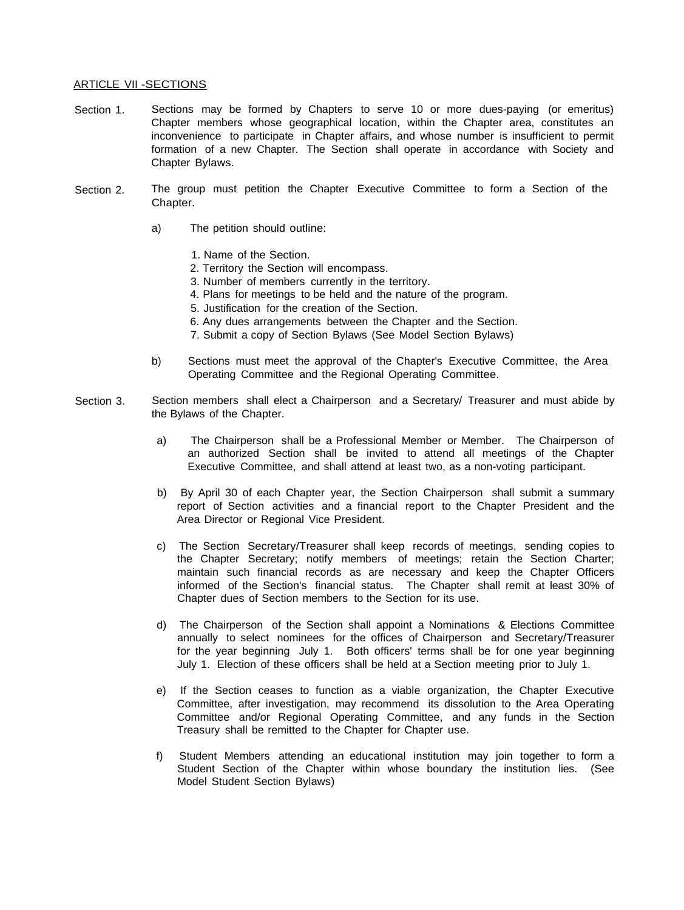## ARTICLE VII -SECTIONS

Section 1. Sections may be formed by Chapters to serve 10 or more dues-paying (or emeritus) Chapter members whose geographical location, within the Chapter area, constitutes an inconvenience to participate in Chapter affairs, and whose number is insufficient to permit formation of a new Chapter. The Section shall operate in accordance with Society and Chapter Bylaws.

Section 2. The group must petition the Chapter Executive Committee to form a Section of the Chapter.

a) The petition should outline:

1. Name of the Section.
2. Territory the Section will encompass.
3. Number of members currently in the territory.
4. Plans for meetings to be held and the nature of the program.
5. Justification for the creation of the Section.
6. Any dues arrangements between the Chapter and the Section.
7. Submit a copy of Section Bylaws (See Model Section Bylaws)

b) Sections must meet the approval of the Chapter's Executive Committee, the Area Operating Committee and the Regional Operating Committee.

Section 3. Section members shall elect a Chairperson and a Secretary/ Treasurer and must abide by the Bylaws of the Chapter.

a) The Chairperson shall be a Professional Member or Member. The Chairperson of an authorized Section shall be invited to attend all meetings of the Chapter Executive Committee, and shall attend at least two, as a non-voting participant.

b) By April 30 of each Chapter year, the Section Chairperson shall submit a summary report of Section activities and a financial report to the Chapter President and the Area Director or Regional Vice President.

c) The Section Secretary/Treasurer shall keep records of meetings, sending copies to the Chapter Secretary; notify members of meetings; retain the Section Charter; maintain such financial records as are necessary and keep the Chapter Officers informed of the Section's financial status. The Chapter shall remit at least 30% of Chapter dues of Section members to the Section for its use.

d) The Chairperson of the Section shall appoint a Nominations & Elections Committee annually to select nominees for the offices of Chairperson and Secretary/Treasurer for the year beginning July 1. Both officers' terms shall be for one year beginning July 1. Election of these officers shall be held at a Section meeting prior to July 1.

e) If the Section ceases to function as a viable organization, the Chapter Executive Committee, after investigation, may recommend its dissolution to the Area Operating Committee and/or Regional Operating Committee, and any funds in the Section Treasury shall be remitted to the Chapter for Chapter use.

f) Student Members attending an educational institution may join together to form a Student Section of the Chapter within whose boundary the institution lies. (See Model Student Section Bylaws)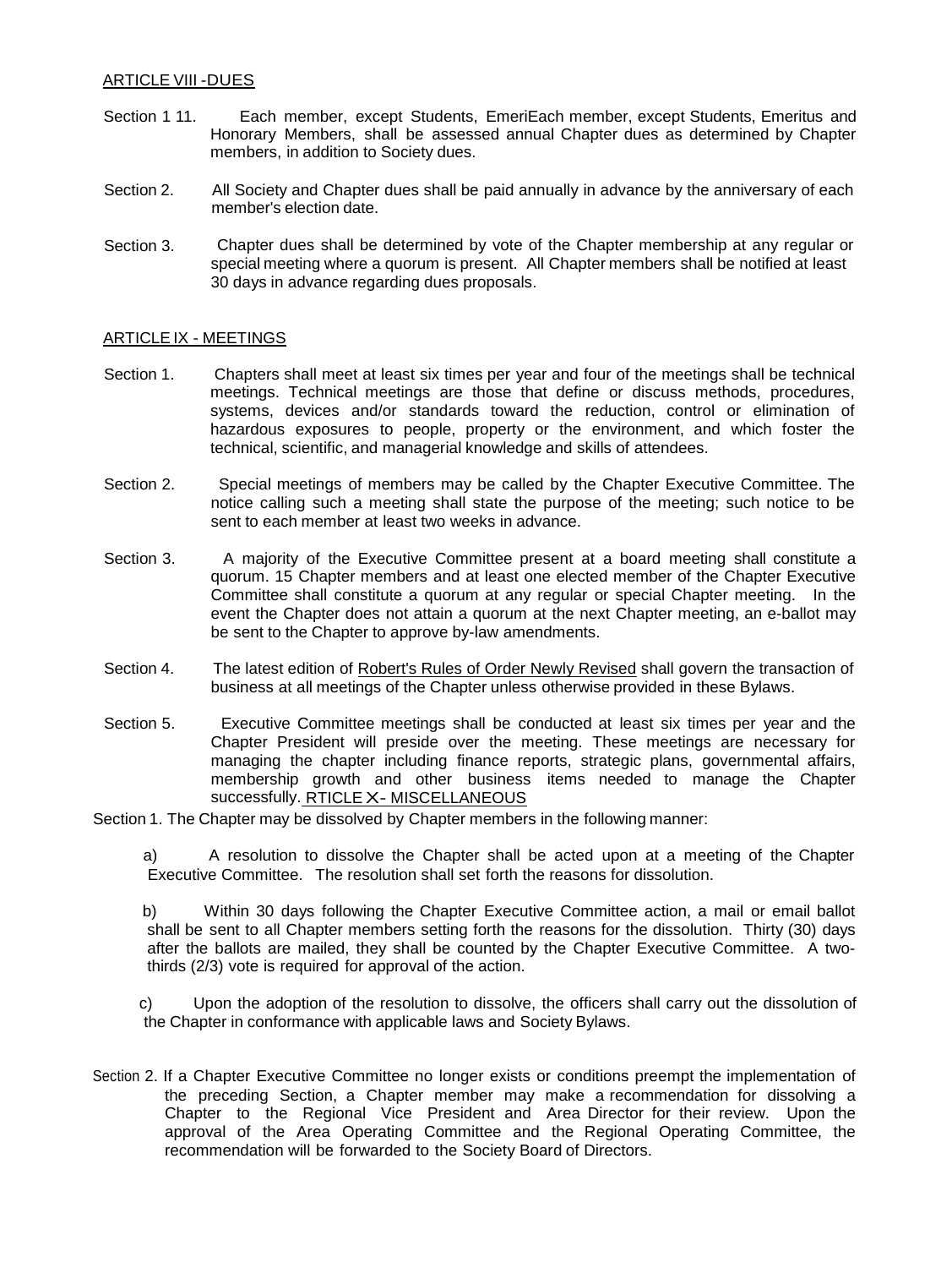ARTICLE VIII -DUES

Section 1 11. Each member, except Students, EmeriEach member, except Students, Emeritus and Honorary Members, shall be assessed annual Chapter dues as determined by Chapter members, in addition to Society dues.

Section 2. All Society and Chapter dues shall be paid annually in advance by the anniversary of each member's election date.

Section 3. Chapter dues shall be determined by vote of the Chapter membership at any regular or special meeting where a quorum is present. All Chapter members shall be notified at least 30 days in advance regarding dues proposals.

ARTICLE IX - MEETINGS

Section 1. Chapters shall meet at least six times per year and four of the meetings shall be technical meetings. Technical meetings are those that define or discuss methods, procedures, systems, devices and/or standards toward the reduction, control or elimination of hazardous exposures to people, property or the environment, and which foster the technical, scientific, and managerial knowledge and skills of attendees.

Section 2. Special meetings of members may be called by the Chapter Executive Committee. The notice calling such a meeting shall state the purpose of the meeting; such notice to be sent to each member at least two weeks in advance.

Section 3. A majority of the Executive Committee present at a board meeting shall constitute a quorum. 15 Chapter members and at least one elected member of the Chapter Executive Committee shall constitute a quorum at any regular or special Chapter meeting. In the event the Chapter does not attain a quorum at the next Chapter meeting, an e-ballot may be sent to the Chapter to approve by-law amendments.

Section 4. The latest edition of Robert's Rules of Order Newly Revised shall govern the transaction of business at all meetings of the Chapter unless otherwise provided in these Bylaws.

Section 5. Executive Committee meetings shall be conducted at least six times per year and the Chapter President will preside over the meeting. These meetings are necessary for managing the chapter including finance reports, strategic plans, governmental affairs, membership growth and other business items needed to manage the Chapter successfully. RTICLE X- MISCELLANEOUS

Section 1. The Chapter may be dissolved by Chapter members in the following manner:

a) A resolution to dissolve the Chapter shall be acted upon at a meeting of the Chapter Executive Committee. The resolution shall set forth the reasons for dissolution.

b) Within 30 days following the Chapter Executive Committee action, a mail or email ballot shall be sent to all Chapter members setting forth the reasons for the dissolution. Thirty (30) days after the ballots are mailed, they shall be counted by the Chapter Executive Committee. A two-thirds (2/3) vote is required for approval of the action.

c) Upon the adoption of the resolution to dissolve, the officers shall carry out the dissolution of the Chapter in conformance with applicable laws and Society Bylaws.

Section 2. If a Chapter Executive Committee no longer exists or conditions preempt the implementation of the preceding Section, a Chapter member may make a recommendation for dissolving a Chapter to the Regional Vice President and Area Director for their review. Upon the approval of the Area Operating Committee and the Regional Operating Committee, the recommendation will be forwarded to the Society Board of Directors.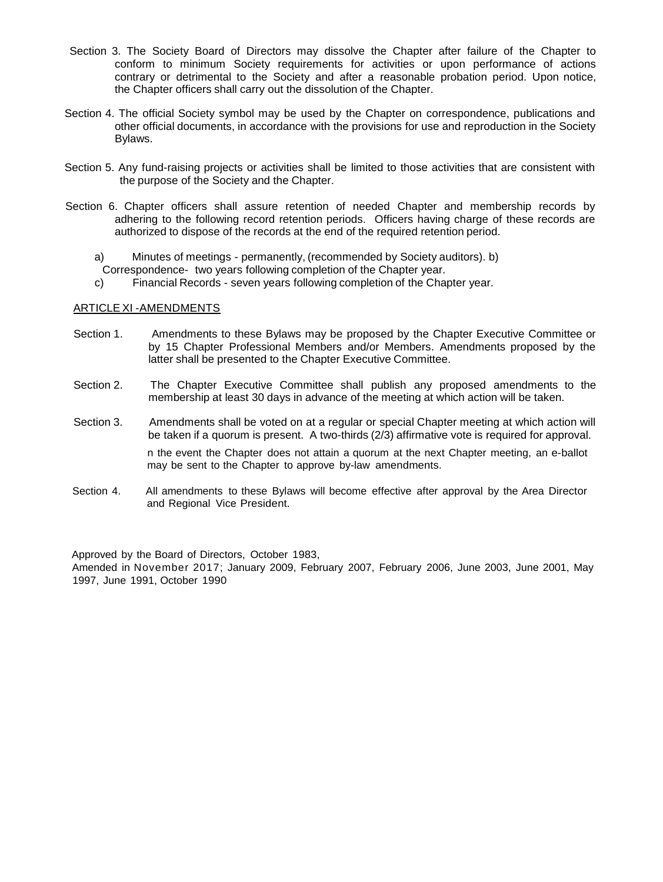Section 3. The Society Board of Directors may dissolve the Chapter after failure of the Chapter to conform to minimum Society requirements for activities or upon performance of actions contrary or detrimental to the Society and after a reasonable probation period. Upon notice, the Chapter officers shall carry out the dissolution of the Chapter.

Section 4. The official Society symbol may be used by the Chapter on correspondence, publications and other official documents, in accordance with the provisions for use and reproduction in the Society Bylaws.

Section 5. Any fund-raising projects or activities shall be limited to those activities that are consistent with the purpose of the Society and the Chapter.

Section 6. Chapter officers shall assure retention of needed Chapter and membership records by adhering to the following record retention periods. Officers having charge of these records are authorized to dispose of the records at the end of the required retention period.

a) Minutes of meetings - permanently, (recommended by Society auditors). b) Correspondence- two years following completion of the Chapter year.
c) Financial Records - seven years following completion of the Chapter year.

ARTICLE XI -AMENDMENTS

Section 1. Amendments to these Bylaws may be proposed by the Chapter Executive Committee or by 15 Chapter Professional Members and/or Members. Amendments proposed by the latter shall be presented to the Chapter Executive Committee.

Section 2. The Chapter Executive Committee shall publish any proposed amendments to the membership at least 30 days in advance of the meeting at which action will be taken.

Section 3. Amendments shall be voted on at a regular or special Chapter meeting at which action will be taken if a quorum is present. A two-thirds (2/3) affirmative vote is required for approval.

n the event the Chapter does not attain a quorum at the next Chapter meeting, an e-ballot may be sent to the Chapter to approve by-law amendments.

Section 4. All amendments to these Bylaws will become effective after approval by the Area Director and Regional Vice President.

Approved by the Board of Directors, October 1983,
Amended in November 2017; January 2009, February 2007, February 2006, June 2003, June 2001, May 1997, June 1991, October 1990